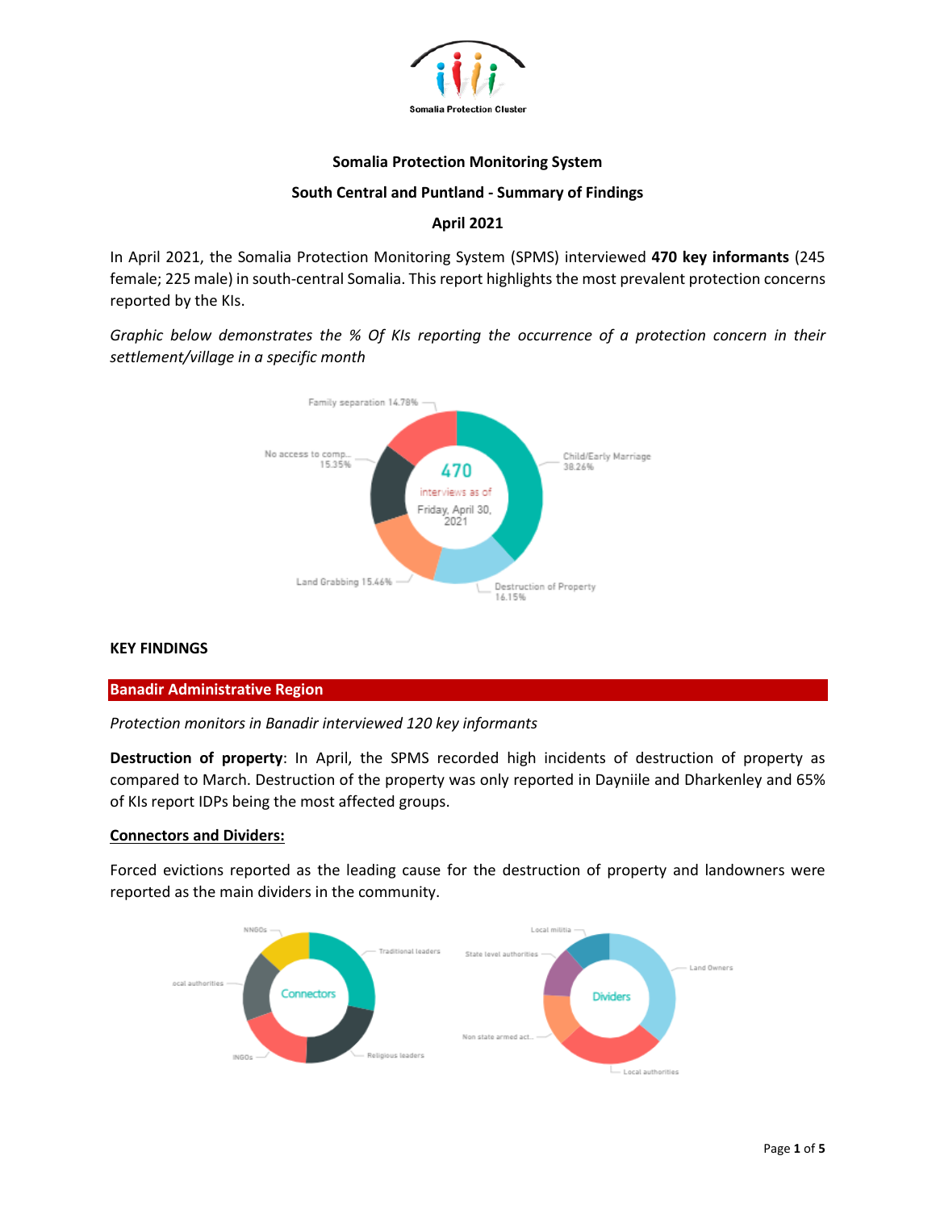Somalia Protection Cluster

**Somalia Protection Monitoring System**

**South Central and Puntland - Summary of Findings**

**April 2021**

In April 2021, the Somalia Protection Monitoring System (SPMS) interviewed **470 key informants** (245 female; 225 male) in south-central Somalia. This report highlights the most prevalent protection concerns reported by the KIs.

*Graphic below demonstrates the % Of KIs reporting the occurrence of a protection concern in their settlement/village in a specific month*

470 interviews as of Friday, April 30, 2021

- Child/Early Marriage 38.26%
- Destruction of Property 16.15%
- Land Grabbing 15.46%
- No access to comp... 15.35%
- Family separation 14.78%

## KEY FINDINGS

### Banadir Administrative Region

*Protection monitors in Banadir interviewed 120 key informants*

**Destruction of property**: In April, the SPMS recorded high incidents of destruction of property as compared to March. Destruction of the property was only reported in Dayniile and Dharkenley and 65% of KIs report IDPs being the most affected groups.

**Connectors and Dividers:**

Forced evictions reported as the leading cause for the destruction of property and landowners were reported as the main dividers in the community.

Connectors: Traditional leaders, Religious leaders, INGOs, Local authorities, NNGOs

Dividers: Land Owners, Local authorities, Non state armed act..., State level authorities, Local militia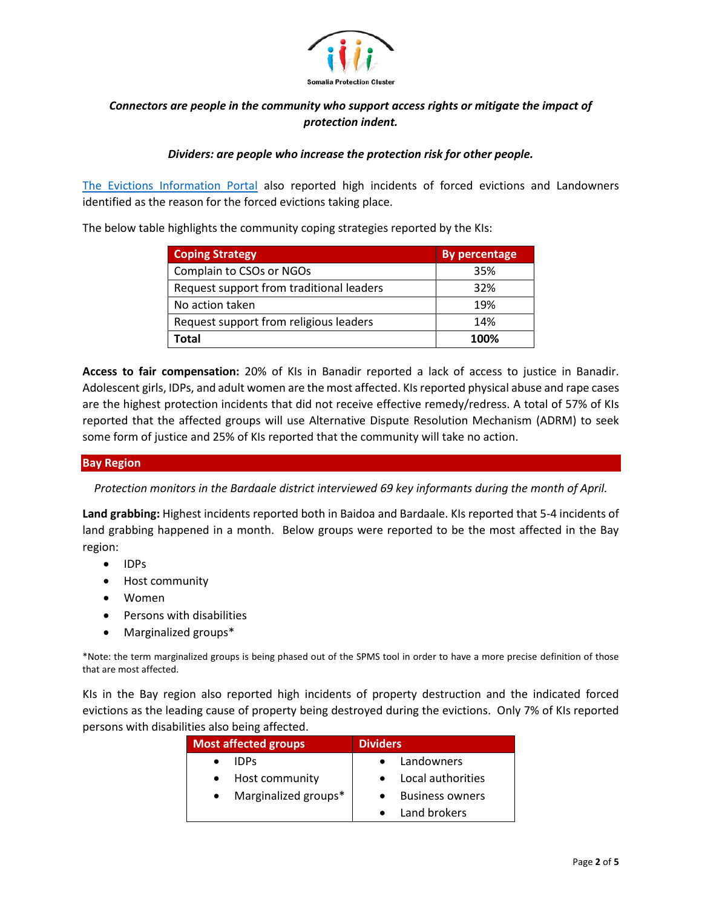***Connectors are people in the community who support access rights or mitigate the impact of protection indent.***

***Dividers: are people who increase the protection risk for other people.***

The Evictions Information Portal also reported high incidents of forced evictions and Landowners identified as the reason for the forced evictions taking place.

The below table highlights the community coping strategies reported by the KIs:

| Coping Strategy | By percentage |
|---|---|
| Complain to CSOs or NGOs | 35% |
| Request support from traditional leaders | 32% |
| No action taken | 19% |
| Request support from religious leaders | 14% |
| **Total** | **100%** |

**Access to fair compensation:** 20% of KIs in Banadir reported a lack of access to justice in Banadir. Adolescent girls, IDPs, and adult women are the most affected. KIs reported physical abuse and rape cases are the highest protection incidents that did not receive effective remedy/redress. A total of 57% of KIs reported that the affected groups will use Alternative Dispute Resolution Mechanism (ADRM) to seek some form of justice and 25% of KIs reported that the community will take no action.

## Bay Region

*Protection monitors in the Bardaale district interviewed 69 key informants during the month of April.*

**Land grabbing:** Highest incidents reported both in Baidoa and Bardaale. KIs reported that 5-4 incidents of land grabbing happened in a month. Below groups were reported to be the most affected in the Bay region:

- IDPs
- Host community
- Women
- Persons with disabilities
- Marginalized groups*

*Note: the term marginalized groups is being phased out of the SPMS tool in order to have a more precise definition of those that are most affected.

KIs in the Bay region also reported high incidents of property destruction and the indicated forced evictions as the leading cause of property being destroyed during the evictions. Only 7% of KIs reported persons with disabilities also being affected.

| Most affected groups | Dividers |
|---|---|
| • IDPs<br>• Host community<br>• Marginalized groups* | • Landowners<br>• Local authorities<br>• Business owners<br>• Land brokers |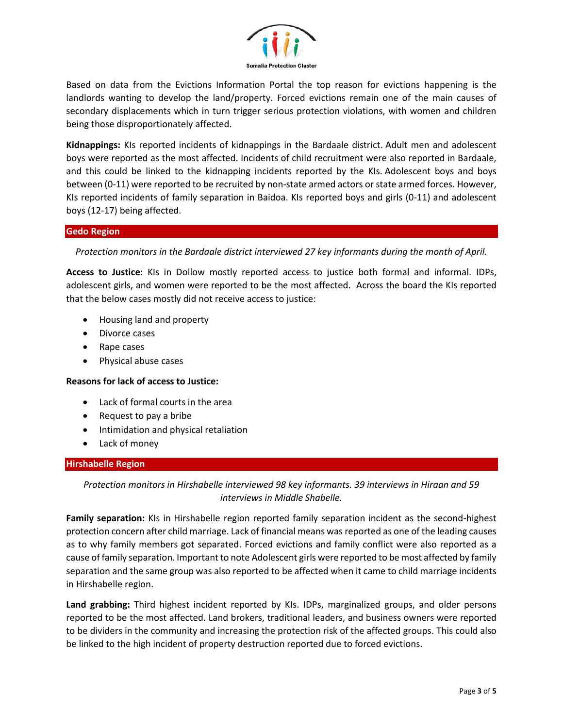Based on data from the Evictions Information Portal the top reason for evictions happening is the landlords wanting to develop the land/property. Forced evictions remain one of the main causes of secondary displacements which in turn trigger serious protection violations, with women and children being those disproportionately affected.

**Kidnappings:** KIs reported incidents of kidnappings in the Bardaale district. Adult men and adolescent boys were reported as the most affected. Incidents of child recruitment were also reported in Bardaale, and this could be linked to the kidnapping incidents reported by the KIs. Adolescent boys and boys between (0-11) were reported to be recruited by non-state armed actors or state armed forces. However, KIs reported incidents of family separation in Baidoa. KIs reported boys and girls (0-11) and adolescent boys (12-17) being affected.

## Gedo Region

*Protection monitors in the Bardaale district interviewed 27 key informants during the month of April.*

**Access to Justice**: KIs in Dollow mostly reported access to justice both formal and informal. IDPs, adolescent girls, and women were reported to be the most affected. Across the board the KIs reported that the below cases mostly did not receive access to justice:

- Housing land and property
- Divorce cases
- Rape cases
- Physical abuse cases

**Reasons for lack of access to Justice:**

- Lack of formal courts in the area
- Request to pay a bribe
- Intimidation and physical retaliation
- Lack of money

## Hirshabelle Region

*Protection monitors in Hirshabelle interviewed 98 key informants. 39 interviews in Hiraan and 59 interviews in Middle Shabelle.*

**Family separation:** KIs in Hirshabelle region reported family separation incident as the second-highest protection concern after child marriage. Lack of financial means was reported as one of the leading causes as to why family members got separated. Forced evictions and family conflict were also reported as a cause of family separation. Important to note Adolescent girls were reported to be most affected by family separation and the same group was also reported to be affected when it came to child marriage incidents in Hirshabelle region.

**Land grabbing:** Third highest incident reported by KIs. IDPs, marginalized groups, and older persons reported to be the most affected. Land brokers, traditional leaders, and business owners were reported to be dividers in the community and increasing the protection risk of the affected groups. This could also be linked to the high incident of property destruction reported due to forced evictions.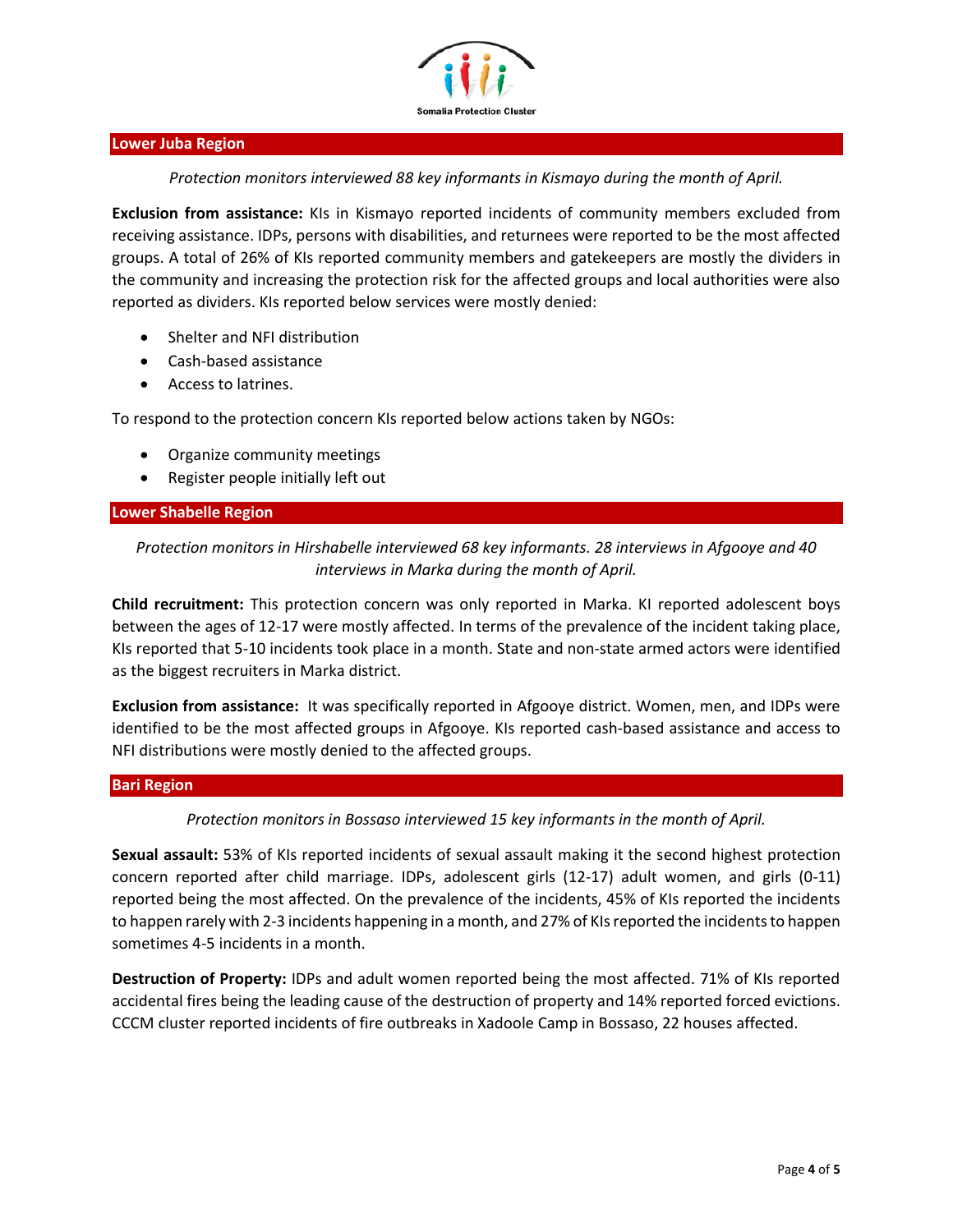## Lower Juba Region

*Protection monitors interviewed 88 key informants in Kismayo during the month of April.*

**Exclusion from assistance:** KIs in Kismayo reported incidents of community members excluded from receiving assistance. IDPs, persons with disabilities, and returnees were reported to be the most affected groups. A total of 26% of KIs reported community members and gatekeepers are mostly the dividers in the community and increasing the protection risk for the affected groups and local authorities were also reported as dividers. KIs reported below services were mostly denied:

- Shelter and NFI distribution
- Cash-based assistance
- Access to latrines.

To respond to the protection concern KIs reported below actions taken by NGOs:

- Organize community meetings
- Register people initially left out

## Lower Shabelle Region

*Protection monitors in Hirshabelle interviewed 68 key informants. 28 interviews in Afgooye and 40 interviews in Marka during the month of April.*

**Child recruitment:** This protection concern was only reported in Marka. KI reported adolescent boys between the ages of 12-17 were mostly affected. In terms of the prevalence of the incident taking place, KIs reported that 5-10 incidents took place in a month. State and non-state armed actors were identified as the biggest recruiters in Marka district.

**Exclusion from assistance:** It was specifically reported in Afgooye district. Women, men, and IDPs were identified to be the most affected groups in Afgooye. KIs reported cash-based assistance and access to NFI distributions were mostly denied to the affected groups.

## Bari Region

*Protection monitors in Bossaso interviewed 15 key informants in the month of April.*

**Sexual assault:** 53% of KIs reported incidents of sexual assault making it the second highest protection concern reported after child marriage. IDPs, adolescent girls (12-17) adult women, and girls (0-11) reported being the most affected. On the prevalence of the incidents, 45% of KIs reported the incidents to happen rarely with 2-3 incidents happening in a month, and 27% of KIs reported the incidents to happen sometimes 4-5 incidents in a month.

**Destruction of Property:** IDPs and adult women reported being the most affected. 71% of KIs reported accidental fires being the leading cause of the destruction of property and 14% reported forced evictions. CCCM cluster reported incidents of fire outbreaks in Xadoole Camp in Bossaso, 22 houses affected.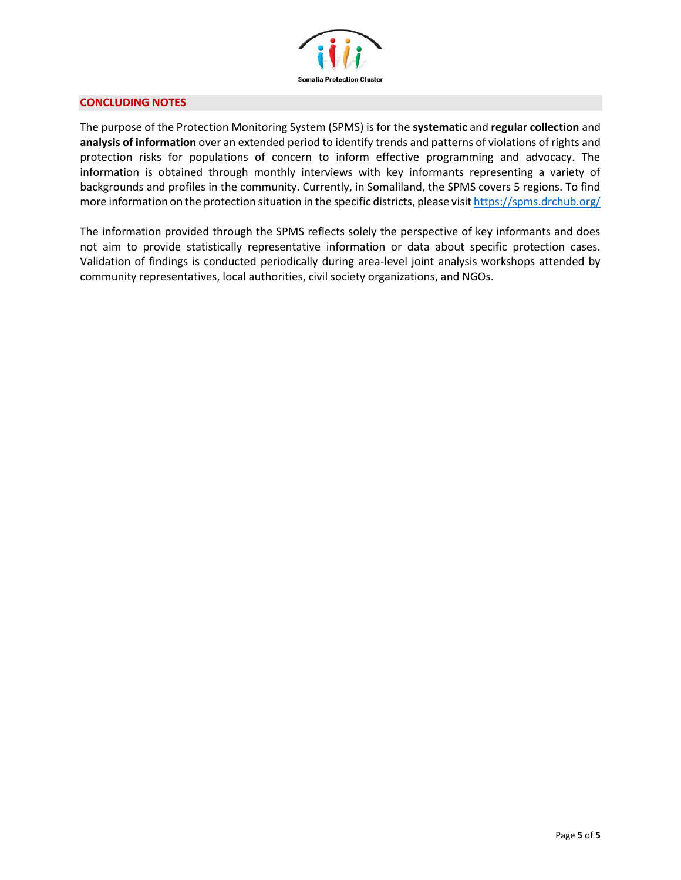## CONCLUDING NOTES

The purpose of the Protection Monitoring System (SPMS) is for the **systematic** and **regular collection** and **analysis of information** over an extended period to identify trends and patterns of violations of rights and protection risks for populations of concern to inform effective programming and advocacy. The information is obtained through monthly interviews with key informants representing a variety of backgrounds and profiles in the community. Currently, in Somaliland, the SPMS covers 5 regions. To find more information on the protection situation in the specific districts, please visit https://spms.drchub.org/

The information provided through the SPMS reflects solely the perspective of key informants and does not aim to provide statistically representative information or data about specific protection cases. Validation of findings is conducted periodically during area-level joint analysis workshops attended by community representatives, local authorities, civil society organizations, and NGOs.